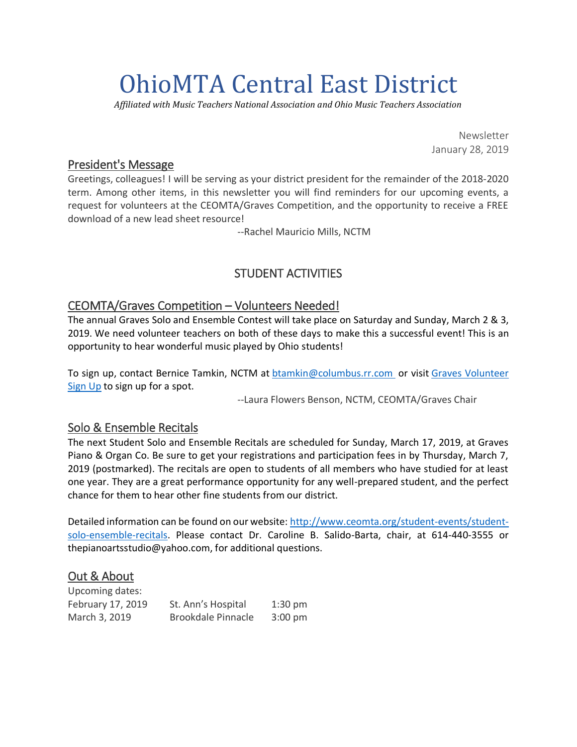# OhioMTA Central East District

*Affiliated with Music Teachers National Association and Ohio Music Teachers Association*

Newsletter
January 28, 2019

## President's Message

Greetings, colleagues! I will be serving as your district president for the remainder of the 2018-2020 term. Among other items, in this newsletter you will find reminders for our upcoming events, a request for volunteers at the CEOMTA/Graves Competition, and the opportunity to receive a FREE download of a new lead sheet resource!

--Rachel Mauricio Mills, NCTM

## STUDENT ACTIVITIES

### CEOMTA/Graves Competition – Volunteers Needed!

The annual Graves Solo and Ensemble Contest will take place on Saturday and Sunday, March 2 & 3, 2019. We need volunteer teachers on both of these days to make this a successful event! This is an opportunity to hear wonderful music played by Ohio students!

To sign up, contact Bernice Tamkin, NCTM at btamkin@columbus.rr.com or visit Graves Volunteer Sign Up to sign up for a spot.

--Laura Flowers Benson, NCTM, CEOMTA/Graves Chair

### Solo & Ensemble Recitals

The next Student Solo and Ensemble Recitals are scheduled for Sunday, March 17, 2019, at Graves Piano & Organ Co. Be sure to get your registrations and participation fees in by Thursday, March 7, 2019 (postmarked). The recitals are open to students of all members who have studied for at least one year. They are a great performance opportunity for any well-prepared student, and the perfect chance for them to hear other fine students from our district.

Detailed information can be found on our website: http://www.ceomta.org/student-events/student-solo-ensemble-recitals. Please contact Dr. Caroline B. Salido-Barta, chair, at 614-440-3555 or thepianoartsstudio@yahoo.com, for additional questions.

### Out & About

Upcoming dates:

| | | |
|---|---|---|
| February 17, 2019 | St. Ann's Hospital | 1:30 pm |
| March 3, 2019 | Brookdale Pinnacle | 3:00 pm |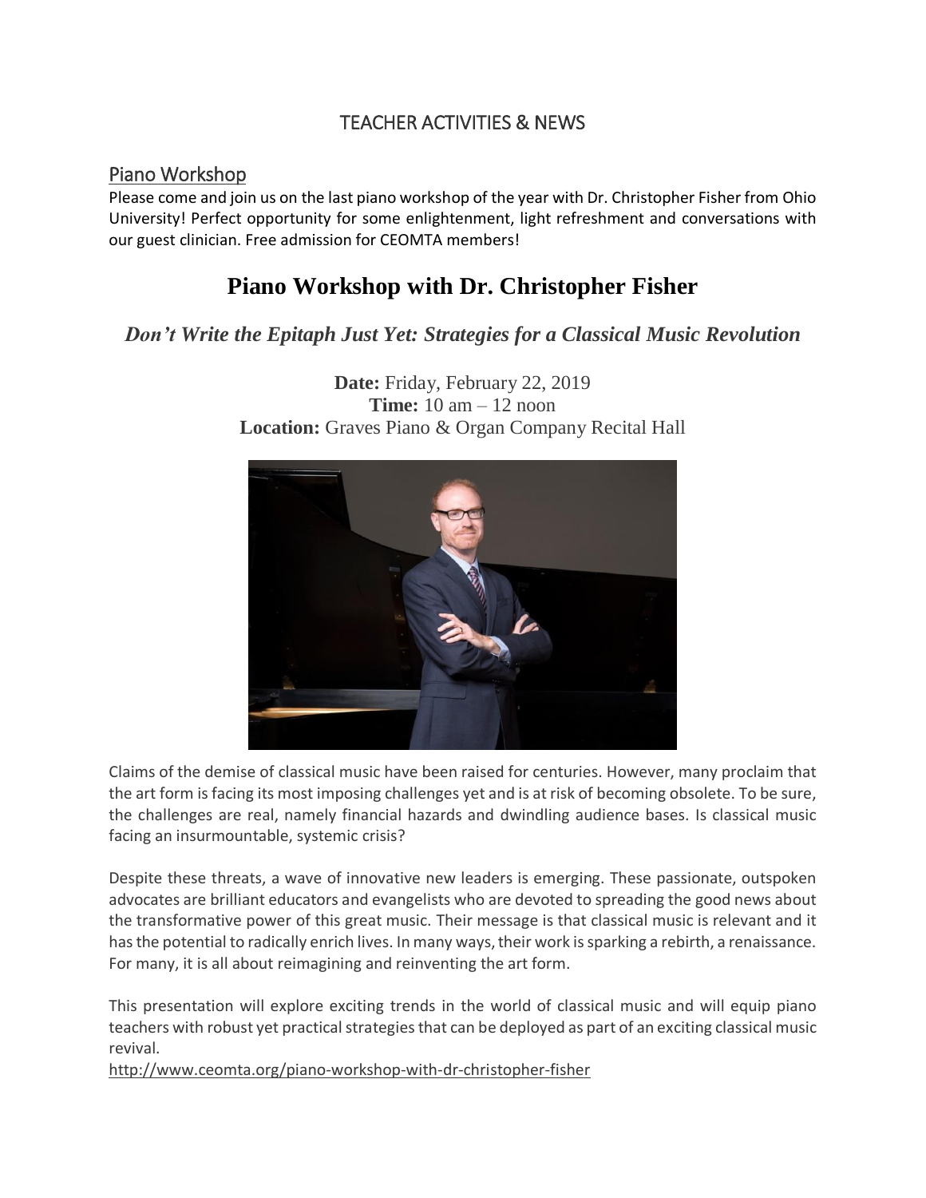# TEACHER ACTIVITIES & NEWS

## Piano Workshop

Please come and join us on the last piano workshop of the year with Dr. Christopher Fisher from Ohio University! Perfect opportunity for some enlightenment, light refreshment and conversations with our guest clinician. Free admission for CEOMTA members!

## Piano Workshop with Dr. Christopher Fisher

### *Don't Write the Epitaph Just Yet: Strategies for a Classical Music Revolution*

**Date:** Friday, February 22, 2019
**Time:** 10 am – 12 noon
**Location:** Graves Piano & Organ Company Recital Hall

Claims of the demise of classical music have been raised for centuries. However, many proclaim that the art form is facing its most imposing challenges yet and is at risk of becoming obsolete. To be sure, the challenges are real, namely financial hazards and dwindling audience bases. Is classical music facing an insurmountable, systemic crisis?

Despite these threats, a wave of innovative new leaders is emerging. These passionate, outspoken advocates are brilliant educators and evangelists who are devoted to spreading the good news about the transformative power of this great music. Their message is that classical music is relevant and it has the potential to radically enrich lives. In many ways, their work is sparking a rebirth, a renaissance. For many, it is all about reimagining and reinventing the art form.

This presentation will explore exciting trends in the world of classical music and will equip piano teachers with robust yet practical strategies that can be deployed as part of an exciting classical music revival.

http://www.ceomta.org/piano-workshop-with-dr-christopher-fisher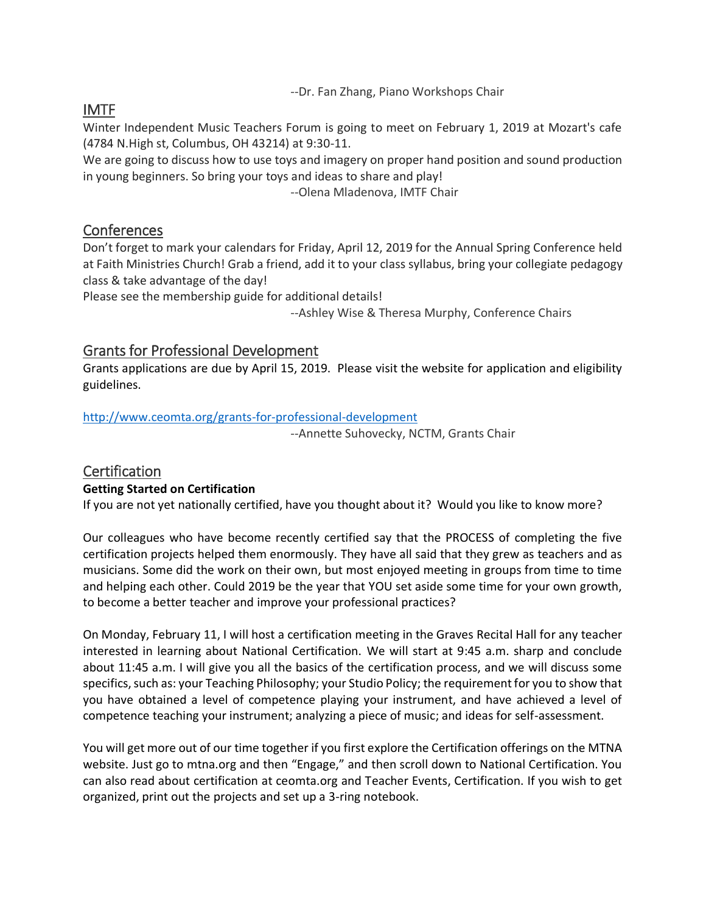--Dr. Fan Zhang, Piano Workshops Chair

## IMTF

Winter Independent Music Teachers Forum is going to meet on February 1, 2019 at Mozart's cafe (4784 N.High st, Columbus, OH 43214) at 9:30-11.

We are going to discuss how to use toys and imagery on proper hand position and sound production in young beginners. So bring your toys and ideas to share and play!

--Olena Mladenova, IMTF Chair

## Conferences

Don't forget to mark your calendars for Friday, April 12, 2019 for the Annual Spring Conference held at Faith Ministries Church! Grab a friend, add it to your class syllabus, bring your collegiate pedagogy class & take advantage of the day!

Please see the membership guide for additional details!

--Ashley Wise & Theresa Murphy, Conference Chairs

## Grants for Professional Development

Grants applications are due by April 15, 2019. Please visit the website for application and eligibility guidelines.

http://www.ceomta.org/grants-for-professional-development

--Annette Suhovecky, NCTM, Grants Chair

## Certification

**Getting Started on Certification**

If you are not yet nationally certified, have you thought about it? Would you like to know more?

Our colleagues who have become recently certified say that the PROCESS of completing the five certification projects helped them enormously. They have all said that they grew as teachers and as musicians. Some did the work on their own, but most enjoyed meeting in groups from time to time and helping each other. Could 2019 be the year that YOU set aside some time for your own growth, to become a better teacher and improve your professional practices?

On Monday, February 11, I will host a certification meeting in the Graves Recital Hall for any teacher interested in learning about National Certification. We will start at 9:45 a.m. sharp and conclude about 11:45 a.m. I will give you all the basics of the certification process, and we will discuss some specifics, such as: your Teaching Philosophy; your Studio Policy; the requirement for you to show that you have obtained a level of competence playing your instrument, and have achieved a level of competence teaching your instrument; analyzing a piece of music; and ideas for self-assessment.

You will get more out of our time together if you first explore the Certification offerings on the MTNA website. Just go to mtna.org and then "Engage," and then scroll down to National Certification. You can also read about certification at ceomta.org and Teacher Events, Certification. If you wish to get organized, print out the projects and set up a 3-ring notebook.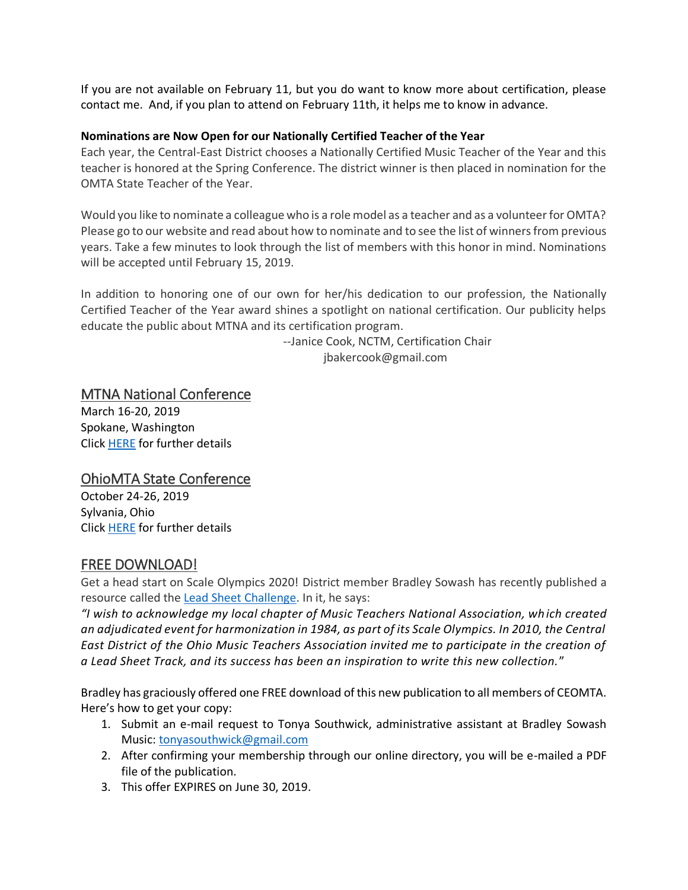If you are not available on February 11, but you do want to know more about certification, please contact me. And, if you plan to attend on February 11th, it helps me to know in advance.

**Nominations are Now Open for our Nationally Certified Teacher of the Year**

Each year, the Central-East District chooses a Nationally Certified Music Teacher of the Year and this teacher is honored at the Spring Conference. The district winner is then placed in nomination for the OMTA State Teacher of the Year.

Would you like to nominate a colleague who is a role model as a teacher and as a volunteer for OMTA? Please go to our website and read about how to nominate and to see the list of winners from previous years. Take a few minutes to look through the list of members with this honor in mind. Nominations will be accepted until February 15, 2019.

In addition to honoring one of our own for her/his dedication to our profession, the Nationally Certified Teacher of the Year award shines a spotlight on national certification. Our publicity helps educate the public about MTNA and its certification program.

--Janice Cook, NCTM, Certification Chair
jbakercook@gmail.com

## MTNA National Conference

March 16-20, 2019
Spokane, Washington
Click HERE for further details

## OhioMTA State Conference

October 24-26, 2019
Sylvania, Ohio
Click HERE for further details

## FREE DOWNLOAD!

Get a head start on Scale Olympics 2020! District member Bradley Sowash has recently published a resource called the Lead Sheet Challenge. In it, he says:

*"I wish to acknowledge my local chapter of Music Teachers National Association, which created an adjudicated event for harmonization in 1984, as part of its Scale Olympics. In 2010, the Central East District of the Ohio Music Teachers Association invited me to participate in the creation of a Lead Sheet Track, and its success has been an inspiration to write this new collection."*

Bradley has graciously offered one FREE download of this new publication to all members of CEOMTA. Here's how to get your copy:

1. Submit an e-mail request to Tonya Southwick, administrative assistant at Bradley Sowash Music: tonyasouthwick@gmail.com
2. After confirming your membership through our online directory, you will be e-mailed a PDF file of the publication.
3. This offer EXPIRES on June 30, 2019.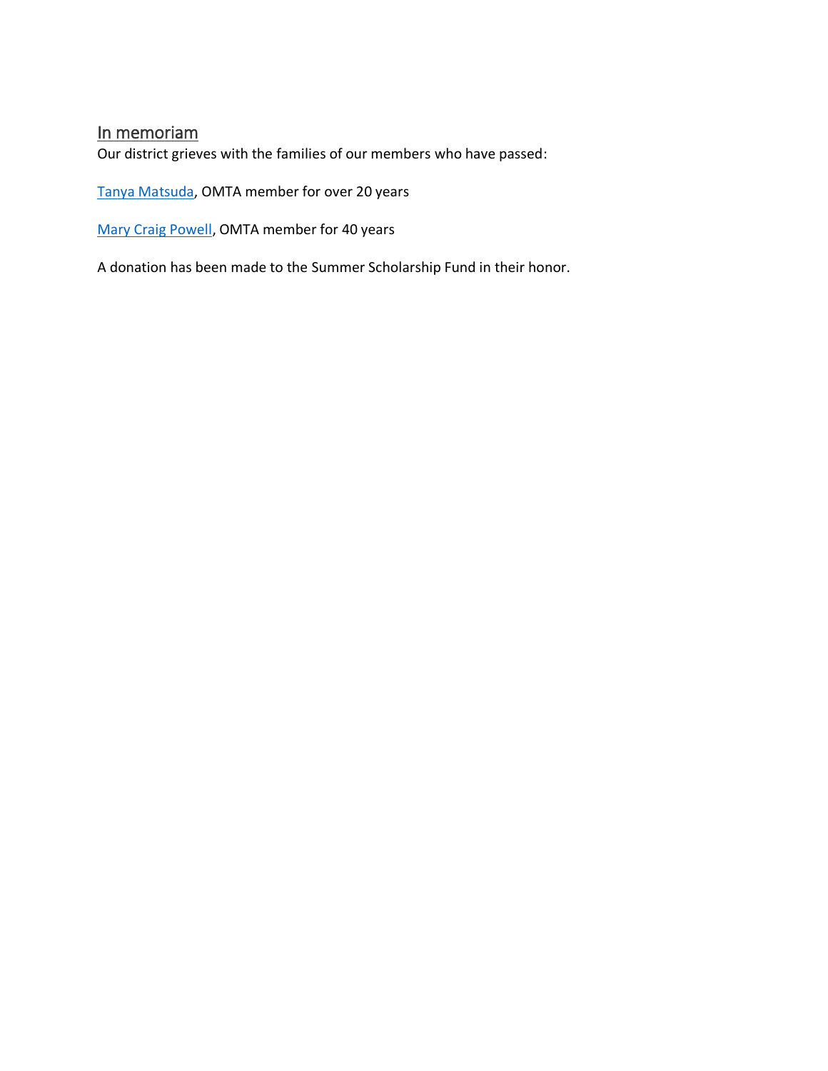## In memoriam

Our district grieves with the families of our members who have passed:

Tanya Matsuda, OMTA member for over 20 years

Mary Craig Powell, OMTA member for 40 years

A donation has been made to the Summer Scholarship Fund in their honor.